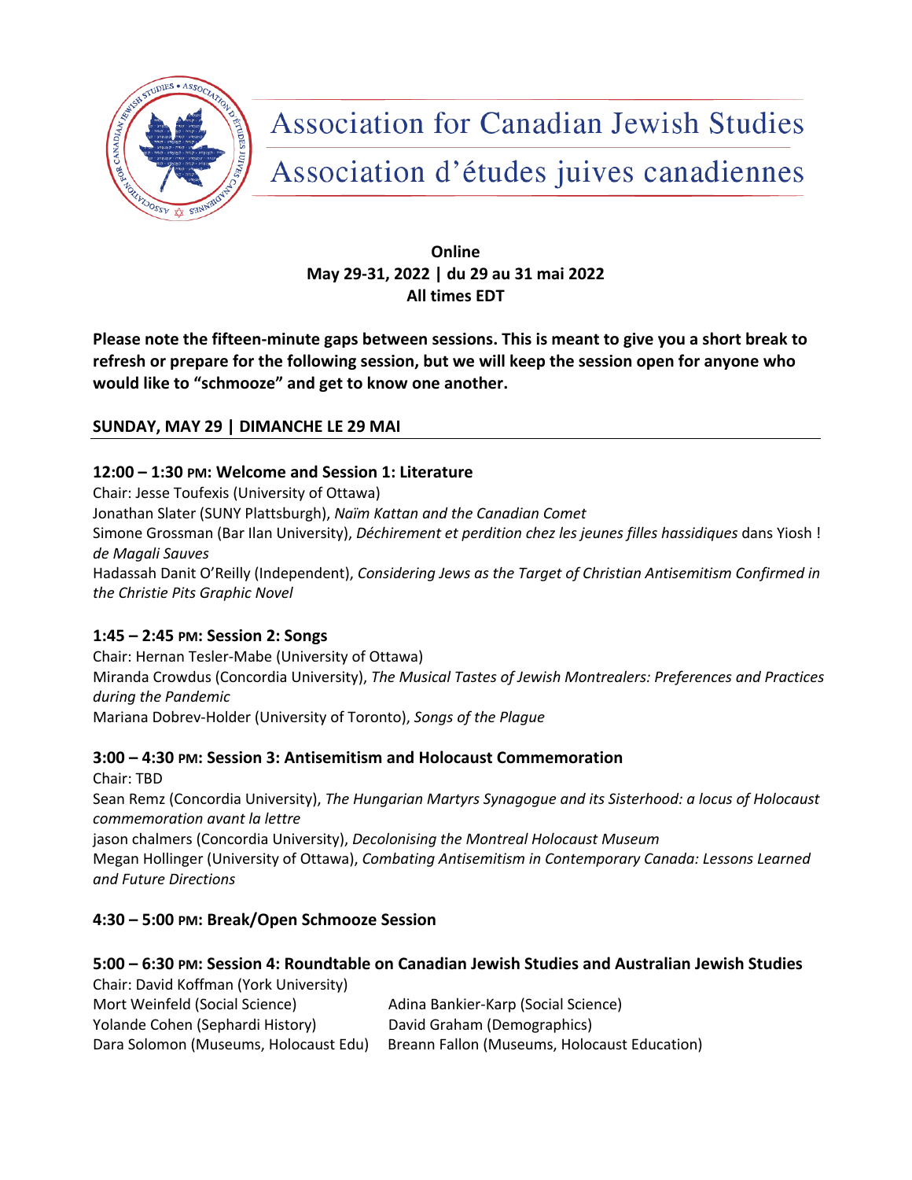# Association for Canadian Jewish Studies

# Association d'études juives canadiennes

**Online**
**May 29-31, 2022 | du 29 au 31 mai 2022**
**All times EDT**

**Please note the fifteen-minute gaps between sessions. This is meant to give you a short break to refresh or prepare for the following session, but we will keep the session open for anyone who would like to "schmooze" and get to know one another.**

## SUNDAY, MAY 29 | DIMANCHE LE 29 MAI

### 12:00 – 1:30 PM: Welcome and Session 1: Literature

Chair: Jesse Toufexis (University of Ottawa)
Jonathan Slater (SUNY Plattsburgh), *Naïm Kattan and the Canadian Comet*
Simone Grossman (Bar Ilan University), *Déchirement et perdition chez les jeunes filles hassidiques* dans Yiosh ! *de Magali Sauves*
Hadassah Danit O'Reilly (Independent), *Considering Jews as the Target of Christian Antisemitism Confirmed in the Christie Pits Graphic Novel*

### 1:45 – 2:45 PM: Session 2: Songs

Chair: Hernan Tesler-Mabe (University of Ottawa)
Miranda Crowdus (Concordia University), *The Musical Tastes of Jewish Montrealers: Preferences and Practices during the Pandemic*
Mariana Dobrev-Holder (University of Toronto), *Songs of the Plague*

### 3:00 – 4:30 PM: Session 3: Antisemitism and Holocaust Commemoration

Chair: TBD
Sean Remz (Concordia University), *The Hungarian Martyrs Synagogue and its Sisterhood: a locus of Holocaust commemoration avant la lettre*
jason chalmers (Concordia University), *Decolonising the Montreal Holocaust Museum*
Megan Hollinger (University of Ottawa), *Combating Antisemitism in Contemporary Canada: Lessons Learned and Future Directions*

### 4:30 – 5:00 PM: Break/Open Schmooze Session

### 5:00 – 6:30 PM: Session 4: Roundtable on Canadian Jewish Studies and Australian Jewish Studies

Chair: David Koffman (York University)
Mort Weinfeld (Social Science)
Yolande Cohen (Sephardi History)
Dara Solomon (Museums, Holocaust Edu)
Adina Bankier-Karp (Social Science)
David Graham (Demographics)
Breann Fallon (Museums, Holocaust Education)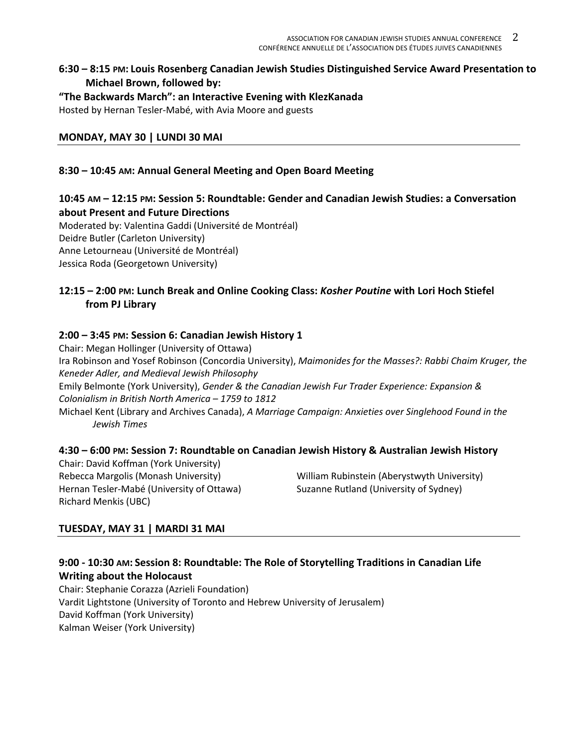**6:30 – 8:15 PM: Louis Rosenberg Canadian Jewish Studies Distinguished Service Award Presentation to Michael Brown, followed by:**

**"The Backwards March": an Interactive Evening with KlezKanada**

Hosted by Hernan Tesler-Mabé, with Avia Moore and guests

## MONDAY, MAY 30 | LUNDI 30 MAI

**8:30 – 10:45 AM: Annual General Meeting and Open Board Meeting**

**10:45 AM – 12:15 PM: Session 5: Roundtable: Gender and Canadian Jewish Studies: a Conversation about Present and Future Directions**

Moderated by: Valentina Gaddi (Université de Montréal)
Deidre Butler (Carleton University)
Anne Letourneau (Université de Montréal)
Jessica Roda (Georgetown University)

**12:15 – 2:00 PM: Lunch Break and Online Cooking Class: *Kosher Poutine* with Lori Hoch Stiefel from PJ Library**

**2:00 – 3:45 PM: Session 6: Canadian Jewish History 1**

Chair: Megan Hollinger (University of Ottawa)
Ira Robinson and Yosef Robinson (Concordia University), *Maimonides for the Masses?: Rabbi Chaim Kruger, the Keneder Adler, and Medieval Jewish Philosophy*
Emily Belmonte (York University), *Gender & the Canadian Jewish Fur Trader Experience: Expansion & Colonialism in British North America – 1759 to 1812*
Michael Kent (Library and Archives Canada), *A Marriage Campaign: Anxieties over Singlehood Found in the Jewish Times*

**4:30 – 6:00 PM: Session 7: Roundtable on Canadian Jewish History & Australian Jewish History**

Chair: David Koffman (York University)
Rebecca Margolis (Monash University)
Hernan Tesler-Mabé (University of Ottawa)
Richard Menkis (UBC)
William Rubinstein (Aberystwyth University)
Suzanne Rutland (University of Sydney)

## TUESDAY, MAY 31 | MARDI 31 MAI

**9:00 - 10:30 AM: Session 8: Roundtable: The Role of Storytelling Traditions in Canadian Life Writing about the Holocaust**

Chair: Stephanie Corazza (Azrieli Foundation)
Vardit Lightstone (University of Toronto and Hebrew University of Jerusalem)
David Koffman (York University)
Kalman Weiser (York University)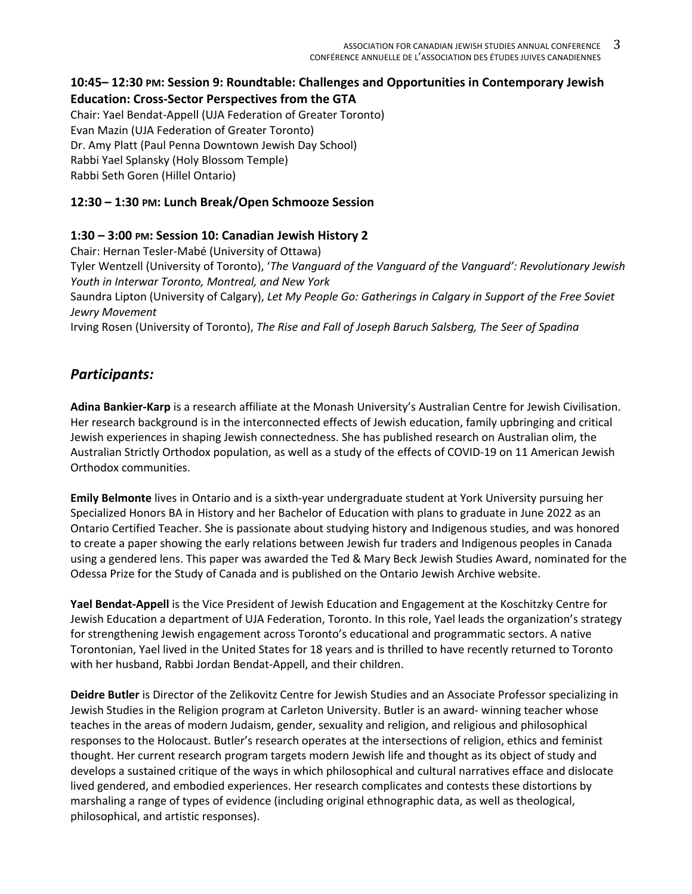### 10:45– 12:30 PM: Session 9: Roundtable: Challenges and Opportunities in Contemporary Jewish Education: Cross-Sector Perspectives from the GTA

Chair: Yael Bendat-Appell (UJA Federation of Greater Toronto)
Evan Mazin (UJA Federation of Greater Toronto)
Dr. Amy Platt (Paul Penna Downtown Jewish Day School)
Rabbi Yael Splansky (Holy Blossom Temple)
Rabbi Seth Goren (Hillel Ontario)

### 12:30 – 1:30 PM: Lunch Break/Open Schmooze Session

### 1:30 – 3:00 PM: Session 10: Canadian Jewish History 2

Chair: Hernan Tesler-Mabé (University of Ottawa)
Tyler Wentzell (University of Toronto), *'The Vanguard of the Vanguard of the Vanguard': Revolutionary Jewish Youth in Interwar Toronto, Montreal, and New York*
Saundra Lipton (University of Calgary), *Let My People Go: Gatherings in Calgary in Support of the Free Soviet Jewry Movement*
Irving Rosen (University of Toronto), *The Rise and Fall of Joseph Baruch Salsberg, The Seer of Spadina*

## *Participants:*

**Adina Bankier-Karp** is a research affiliate at the Monash University's Australian Centre for Jewish Civilisation. Her research background is in the interconnected effects of Jewish education, family upbringing and critical Jewish experiences in shaping Jewish connectedness. She has published research on Australian olim, the Australian Strictly Orthodox population, as well as a study of the effects of COVID-19 on 11 American Jewish Orthodox communities.

**Emily Belmonte** lives in Ontario and is a sixth-year undergraduate student at York University pursuing her Specialized Honors BA in History and her Bachelor of Education with plans to graduate in June 2022 as an Ontario Certified Teacher. She is passionate about studying history and Indigenous studies, and was honored to create a paper showing the early relations between Jewish fur traders and Indigenous peoples in Canada using a gendered lens. This paper was awarded the Ted & Mary Beck Jewish Studies Award, nominated for the Odessa Prize for the Study of Canada and is published on the Ontario Jewish Archive website.

**Yael Bendat-Appell** is the Vice President of Jewish Education and Engagement at the Koschitzky Centre for Jewish Education a department of UJA Federation, Toronto. In this role, Yael leads the organization's strategy for strengthening Jewish engagement across Toronto's educational and programmatic sectors. A native Torontonian, Yael lived in the United States for 18 years and is thrilled to have recently returned to Toronto with her husband, Rabbi Jordan Bendat-Appell, and their children.

**Deidre Butler** is Director of the Zelikovitz Centre for Jewish Studies and an Associate Professor specializing in Jewish Studies in the Religion program at Carleton University. Butler is an award- winning teacher whose teaches in the areas of modern Judaism, gender, sexuality and religion, and religious and philosophical responses to the Holocaust. Butler's research operates at the intersections of religion, ethics and feminist thought. Her current research program targets modern Jewish life and thought as its object of study and develops a sustained critique of the ways in which philosophical and cultural narratives efface and dislocate lived gendered, and embodied experiences. Her research complicates and contests these distortions by marshaling a range of types of evidence (including original ethnographic data, as well as theological, philosophical, and artistic responses).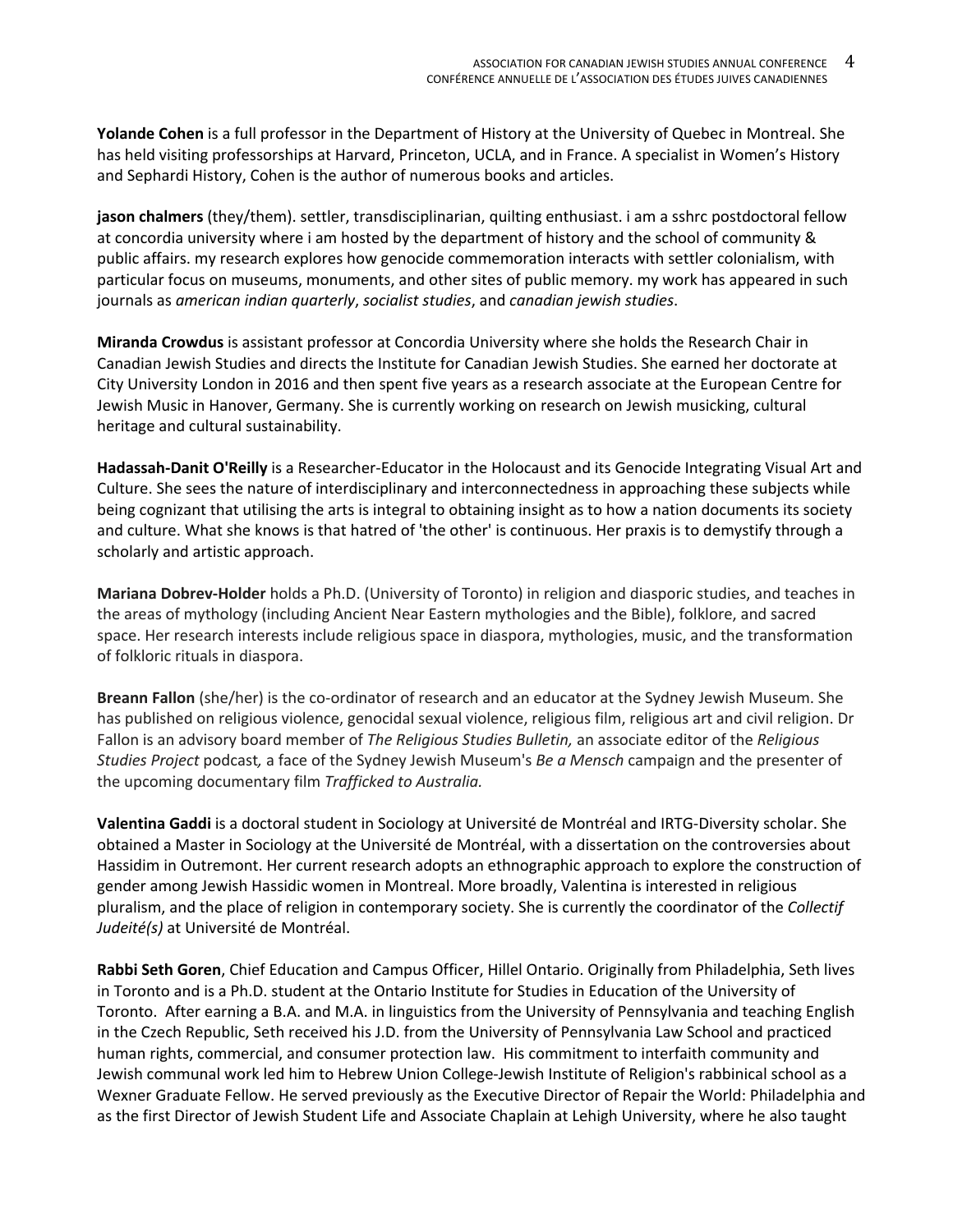**Yolande Cohen** is a full professor in the Department of History at the University of Quebec in Montreal. She has held visiting professorships at Harvard, Princeton, UCLA, and in France. A specialist in Women's History and Sephardi History, Cohen is the author of numerous books and articles.

**jason chalmers** (they/them). settler, transdisciplinarian, quilting enthusiast. i am a sshrc postdoctoral fellow at concordia university where i am hosted by the department of history and the school of community & public affairs. my research explores how genocide commemoration interacts with settler colonialism, with particular focus on museums, monuments, and other sites of public memory. my work has appeared in such journals as *american indian quarterly*, *socialist studies*, and *canadian jewish studies*.

**Miranda Crowdus** is assistant professor at Concordia University where she holds the Research Chair in Canadian Jewish Studies and directs the Institute for Canadian Jewish Studies. She earned her doctorate at City University London in 2016 and then spent five years as a research associate at the European Centre for Jewish Music in Hanover, Germany. She is currently working on research on Jewish musicking, cultural heritage and cultural sustainability.

**Hadassah-Danit O'Reilly** is a Researcher-Educator in the Holocaust and its Genocide Integrating Visual Art and Culture. She sees the nature of interdisciplinary and interconnectedness in approaching these subjects while being cognizant that utilising the arts is integral to obtaining insight as to how a nation documents its society and culture. What she knows is that hatred of 'the other' is continuous. Her praxis is to demystify through a scholarly and artistic approach.

**Mariana Dobrev-Holder** holds a Ph.D. (University of Toronto) in religion and diasporic studies, and teaches in the areas of mythology (including Ancient Near Eastern mythologies and the Bible), folklore, and sacred space. Her research interests include religious space in diaspora, mythologies, music, and the transformation of folkloric rituals in diaspora.

**Breann Fallon** (she/her) is the co-ordinator of research and an educator at the Sydney Jewish Museum. She has published on religious violence, genocidal sexual violence, religious film, religious art and civil religion. Dr Fallon is an advisory board member of *The Religious Studies Bulletin,* an associate editor of the *Religious Studies Project* podcast*,* a face of the Sydney Jewish Museum's *Be a Mensch* campaign and the presenter of the upcoming documentary film *Trafficked to Australia.*

**Valentina Gaddi** is a doctoral student in Sociology at Université de Montréal and IRTG-Diversity scholar. She obtained a Master in Sociology at the Université de Montréal, with a dissertation on the controversies about Hassidim in Outremont. Her current research adopts an ethnographic approach to explore the construction of gender among Jewish Hassidic women in Montreal. More broadly, Valentina is interested in religious pluralism, and the place of religion in contemporary society. She is currently the coordinator of the *Collectif Judeité(s)* at Université de Montréal.

**Rabbi Seth Goren**, Chief Education and Campus Officer, Hillel Ontario. Originally from Philadelphia, Seth lives in Toronto and is a Ph.D. student at the Ontario Institute for Studies in Education of the University of Toronto. After earning a B.A. and M.A. in linguistics from the University of Pennsylvania and teaching English in the Czech Republic, Seth received his J.D. from the University of Pennsylvania Law School and practiced human rights, commercial, and consumer protection law. His commitment to interfaith community and Jewish communal work led him to Hebrew Union College-Jewish Institute of Religion's rabbinical school as a Wexner Graduate Fellow. He served previously as the Executive Director of Repair the World: Philadelphia and as the first Director of Jewish Student Life and Associate Chaplain at Lehigh University, where he also taught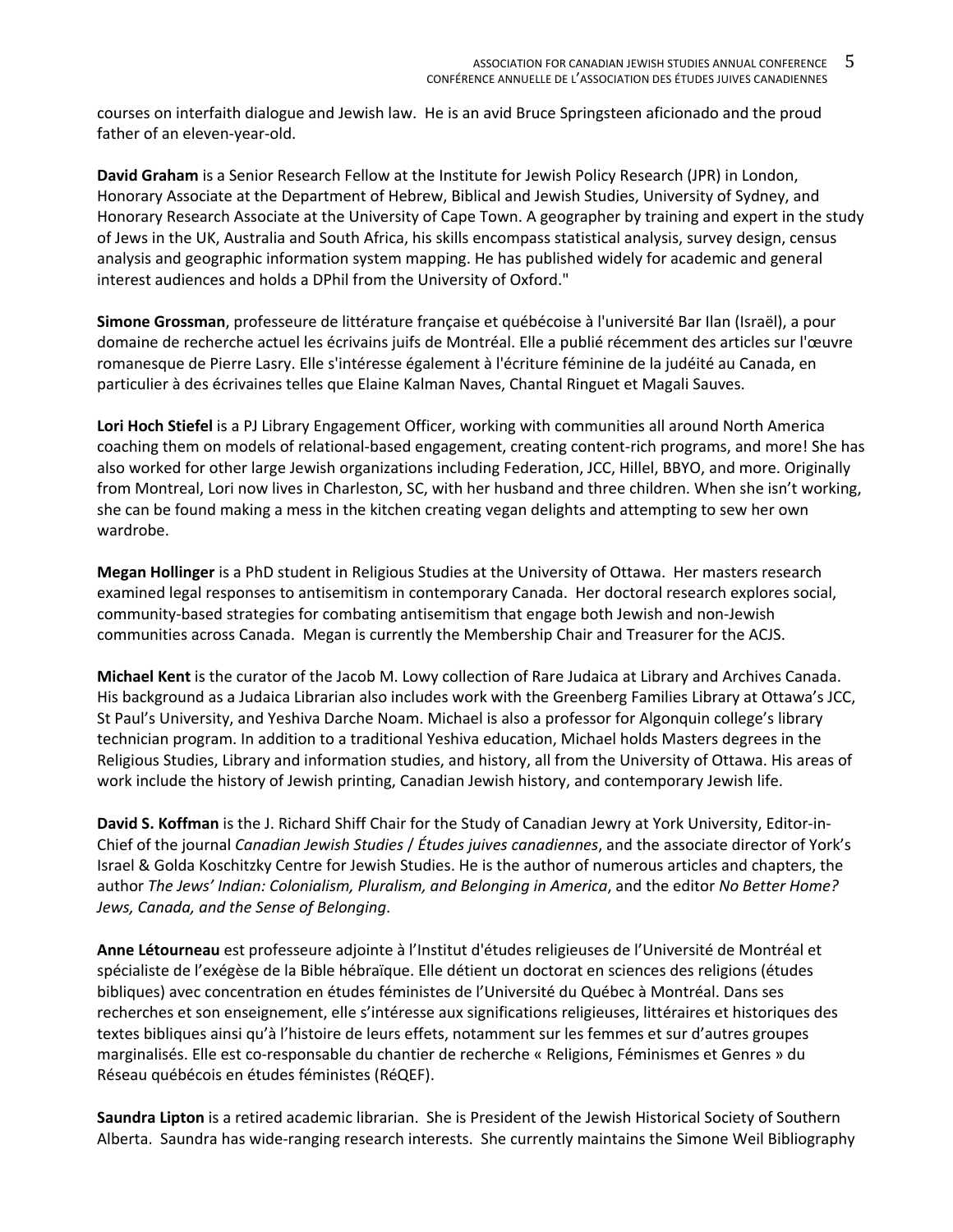courses on interfaith dialogue and Jewish law. He is an avid Bruce Springsteen aficionado and the proud father of an eleven-year-old.

**David Graham** is a Senior Research Fellow at the Institute for Jewish Policy Research (JPR) in London, Honorary Associate at the Department of Hebrew, Biblical and Jewish Studies, University of Sydney, and Honorary Research Associate at the University of Cape Town. A geographer by training and expert in the study of Jews in the UK, Australia and South Africa, his skills encompass statistical analysis, survey design, census analysis and geographic information system mapping. He has published widely for academic and general interest audiences and holds a DPhil from the University of Oxford."

**Simone Grossman**, professeure de littérature française et québécoise à l'université Bar Ilan (Israël), a pour domaine de recherche actuel les écrivains juifs de Montréal. Elle a publié récemment des articles sur l'œuvre romanesque de Pierre Lasry. Elle s'intéresse également à l'écriture féminine de la judéité au Canada, en particulier à des écrivaines telles que Elaine Kalman Naves, Chantal Ringuet et Magali Sauves.

**Lori Hoch Stiefel** is a PJ Library Engagement Officer, working with communities all around North America coaching them on models of relational-based engagement, creating content-rich programs, and more! She has also worked for other large Jewish organizations including Federation, JCC, Hillel, BBYO, and more. Originally from Montreal, Lori now lives in Charleston, SC, with her husband and three children. When she isn't working, she can be found making a mess in the kitchen creating vegan delights and attempting to sew her own wardrobe.

**Megan Hollinger** is a PhD student in Religious Studies at the University of Ottawa. Her masters research examined legal responses to antisemitism in contemporary Canada. Her doctoral research explores social, community-based strategies for combating antisemitism that engage both Jewish and non-Jewish communities across Canada. Megan is currently the Membership Chair and Treasurer for the ACJS.

**Michael Kent** is the curator of the Jacob M. Lowy collection of Rare Judaica at Library and Archives Canada. His background as a Judaica Librarian also includes work with the Greenberg Families Library at Ottawa's JCC, St Paul's University, and Yeshiva Darche Noam. Michael is also a professor for Algonquin college's library technician program. In addition to a traditional Yeshiva education, Michael holds Masters degrees in the Religious Studies, Library and information studies, and history, all from the University of Ottawa. His areas of work include the history of Jewish printing, Canadian Jewish history, and contemporary Jewish life.

**David S. Koffman** is the J. Richard Shiff Chair for the Study of Canadian Jewry at York University, Editor-in-Chief of the journal *Canadian Jewish Studies* / *Études juives canadiennes*, and the associate director of York's Israel & Golda Koschitzky Centre for Jewish Studies. He is the author of numerous articles and chapters, the author *The Jews' Indian: Colonialism, Pluralism, and Belonging in America*, and the editor *No Better Home? Jews, Canada, and the Sense of Belonging*.

**Anne Létourneau** est professeure adjointe à l'Institut d'études religieuses de l'Université de Montréal et spécialiste de l'exégèse de la Bible hébraïque. Elle détient un doctorat en sciences des religions (études bibliques) avec concentration en études féministes de l'Université du Québec à Montréal. Dans ses recherches et son enseignement, elle s'intéresse aux significations religieuses, littéraires et historiques des textes bibliques ainsi qu'à l'histoire de leurs effets, notamment sur les femmes et sur d'autres groupes marginalisés. Elle est co-responsable du chantier de recherche « Religions, Féminismes et Genres » du Réseau québécois en études féministes (RéQEF).

**Saundra Lipton** is a retired academic librarian. She is President of the Jewish Historical Society of Southern Alberta. Saundra has wide-ranging research interests. She currently maintains the Simone Weil Bibliography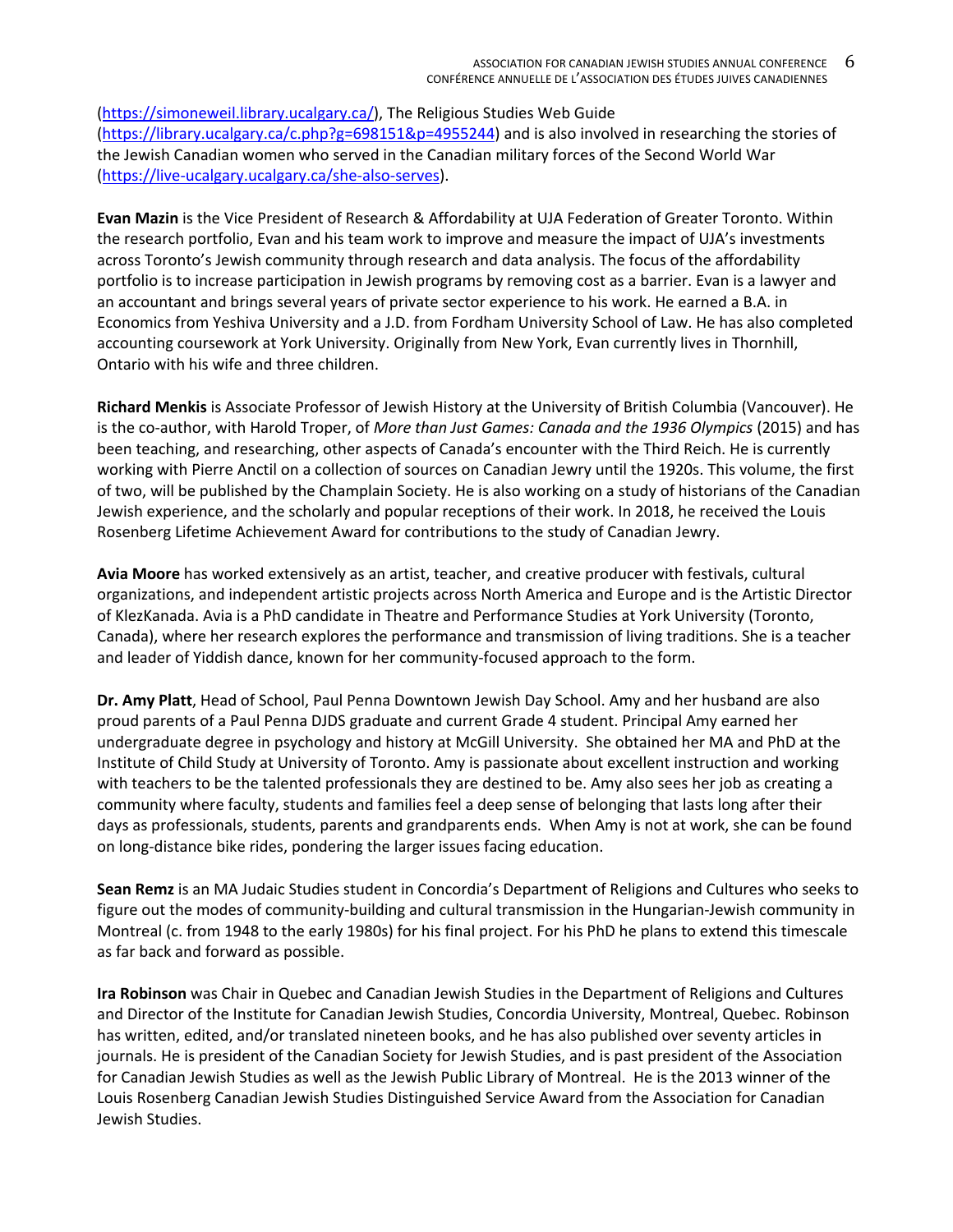(https://simoneweil.library.ucalgary.ca/), The Religious Studies Web Guide (https://library.ucalgary.ca/c.php?g=698151&p=4955244) and is also involved in researching the stories of the Jewish Canadian women who served in the Canadian military forces of the Second World War (https://live-ucalgary.ucalgary.ca/she-also-serves).

**Evan Mazin** is the Vice President of Research & Affordability at UJA Federation of Greater Toronto. Within the research portfolio, Evan and his team work to improve and measure the impact of UJA's investments across Toronto's Jewish community through research and data analysis. The focus of the affordability portfolio is to increase participation in Jewish programs by removing cost as a barrier. Evan is a lawyer and an accountant and brings several years of private sector experience to his work. He earned a B.A. in Economics from Yeshiva University and a J.D. from Fordham University School of Law. He has also completed accounting coursework at York University. Originally from New York, Evan currently lives in Thornhill, Ontario with his wife and three children.

**Richard Menkis** is Associate Professor of Jewish History at the University of British Columbia (Vancouver). He is the co-author, with Harold Troper, of *More than Just Games: Canada and the 1936 Olympics* (2015) and has been teaching, and researching, other aspects of Canada's encounter with the Third Reich. He is currently working with Pierre Anctil on a collection of sources on Canadian Jewry until the 1920s. This volume, the first of two, will be published by the Champlain Society. He is also working on a study of historians of the Canadian Jewish experience, and the scholarly and popular receptions of their work. In 2018, he received the Louis Rosenberg Lifetime Achievement Award for contributions to the study of Canadian Jewry.

**Avia Moore** has worked extensively as an artist, teacher, and creative producer with festivals, cultural organizations, and independent artistic projects across North America and Europe and is the Artistic Director of KlezKanada. Avia is a PhD candidate in Theatre and Performance Studies at York University (Toronto, Canada), where her research explores the performance and transmission of living traditions. She is a teacher and leader of Yiddish dance, known for her community-focused approach to the form.

**Dr. Amy Platt**, Head of School, Paul Penna Downtown Jewish Day School. Amy and her husband are also proud parents of a Paul Penna DJDS graduate and current Grade 4 student. Principal Amy earned her undergraduate degree in psychology and history at McGill University. She obtained her MA and PhD at the Institute of Child Study at University of Toronto. Amy is passionate about excellent instruction and working with teachers to be the talented professionals they are destined to be. Amy also sees her job as creating a community where faculty, students and families feel a deep sense of belonging that lasts long after their days as professionals, students, parents and grandparents ends. When Amy is not at work, she can be found on long-distance bike rides, pondering the larger issues facing education.

**Sean Remz** is an MA Judaic Studies student in Concordia's Department of Religions and Cultures who seeks to figure out the modes of community-building and cultural transmission in the Hungarian-Jewish community in Montreal (c. from 1948 to the early 1980s) for his final project. For his PhD he plans to extend this timescale as far back and forward as possible.

**Ira Robinson** was Chair in Quebec and Canadian Jewish Studies in the Department of Religions and Cultures and Director of the Institute for Canadian Jewish Studies, Concordia University, Montreal, Quebec. Robinson has written, edited, and/or translated nineteen books, and he has also published over seventy articles in journals. He is president of the Canadian Society for Jewish Studies, and is past president of the Association for Canadian Jewish Studies as well as the Jewish Public Library of Montreal. He is the 2013 winner of the Louis Rosenberg Canadian Jewish Studies Distinguished Service Award from the Association for Canadian Jewish Studies.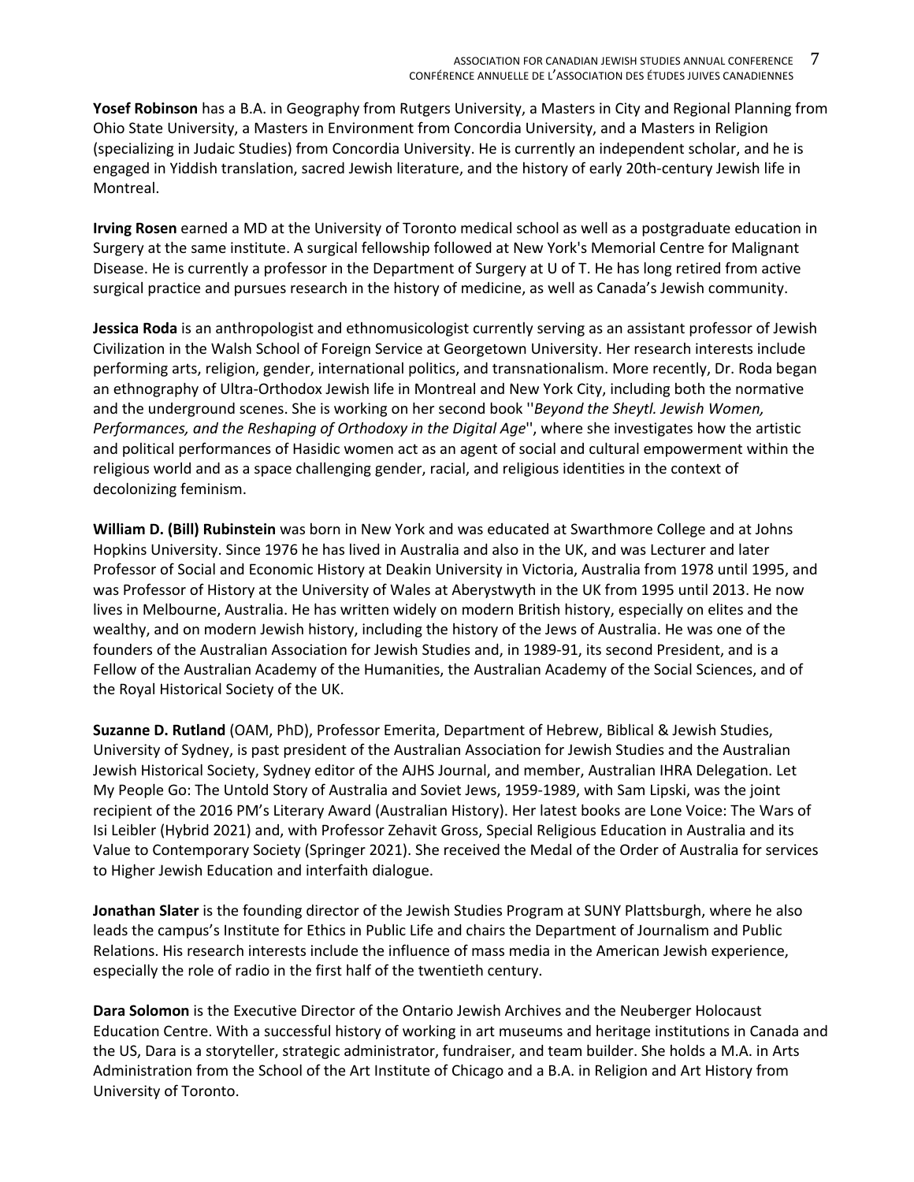**Yosef Robinson** has a B.A. in Geography from Rutgers University, a Masters in City and Regional Planning from Ohio State University, a Masters in Environment from Concordia University, and a Masters in Religion (specializing in Judaic Studies) from Concordia University. He is currently an independent scholar, and he is engaged in Yiddish translation, sacred Jewish literature, and the history of early 20th-century Jewish life in Montreal.

**Irving Rosen** earned a MD at the University of Toronto medical school as well as a postgraduate education in Surgery at the same institute. A surgical fellowship followed at New York's Memorial Centre for Malignant Disease. He is currently a professor in the Department of Surgery at U of T. He has long retired from active surgical practice and pursues research in the history of medicine, as well as Canada's Jewish community.

**Jessica Roda** is an anthropologist and ethnomusicologist currently serving as an assistant professor of Jewish Civilization in the Walsh School of Foreign Service at Georgetown University. Her research interests include performing arts, religion, gender, international politics, and transnationalism. More recently, Dr. Roda began an ethnography of Ultra-Orthodox Jewish life in Montreal and New York City, including both the normative and the underground scenes. She is working on her second book ''*Beyond the Sheytl. Jewish Women, Performances, and the Reshaping of Orthodoxy in the Digital Age*'', where she investigates how the artistic and political performances of Hasidic women act as an agent of social and cultural empowerment within the religious world and as a space challenging gender, racial, and religious identities in the context of decolonizing feminism.

**William D. (Bill) Rubinstein** was born in New York and was educated at Swarthmore College and at Johns Hopkins University. Since 1976 he has lived in Australia and also in the UK, and was Lecturer and later Professor of Social and Economic History at Deakin University in Victoria, Australia from 1978 until 1995, and was Professor of History at the University of Wales at Aberystwyth in the UK from 1995 until 2013. He now lives in Melbourne, Australia. He has written widely on modern British history, especially on elites and the wealthy, and on modern Jewish history, including the history of the Jews of Australia. He was one of the founders of the Australian Association for Jewish Studies and, in 1989-91, its second President, and is a Fellow of the Australian Academy of the Humanities, the Australian Academy of the Social Sciences, and of the Royal Historical Society of the UK.

**Suzanne D. Rutland** (OAM, PhD), Professor Emerita, Department of Hebrew, Biblical & Jewish Studies, University of Sydney, is past president of the Australian Association for Jewish Studies and the Australian Jewish Historical Society, Sydney editor of the AJHS Journal, and member, Australian IHRA Delegation. Let My People Go: The Untold Story of Australia and Soviet Jews, 1959-1989, with Sam Lipski, was the joint recipient of the 2016 PM's Literary Award (Australian History). Her latest books are Lone Voice: The Wars of Isi Leibler (Hybrid 2021) and, with Professor Zehavit Gross, Special Religious Education in Australia and its Value to Contemporary Society (Springer 2021). She received the Medal of the Order of Australia for services to Higher Jewish Education and interfaith dialogue.

**Jonathan Slater** is the founding director of the Jewish Studies Program at SUNY Plattsburgh, where he also leads the campus's Institute for Ethics in Public Life and chairs the Department of Journalism and Public Relations. His research interests include the influence of mass media in the American Jewish experience, especially the role of radio in the first half of the twentieth century.

**Dara Solomon** is the Executive Director of the Ontario Jewish Archives and the Neuberger Holocaust Education Centre. With a successful history of working in art museums and heritage institutions in Canada and the US, Dara is a storyteller, strategic administrator, fundraiser, and team builder. She holds a M.A. in Arts Administration from the School of the Art Institute of Chicago and a B.A. in Religion and Art History from University of Toronto.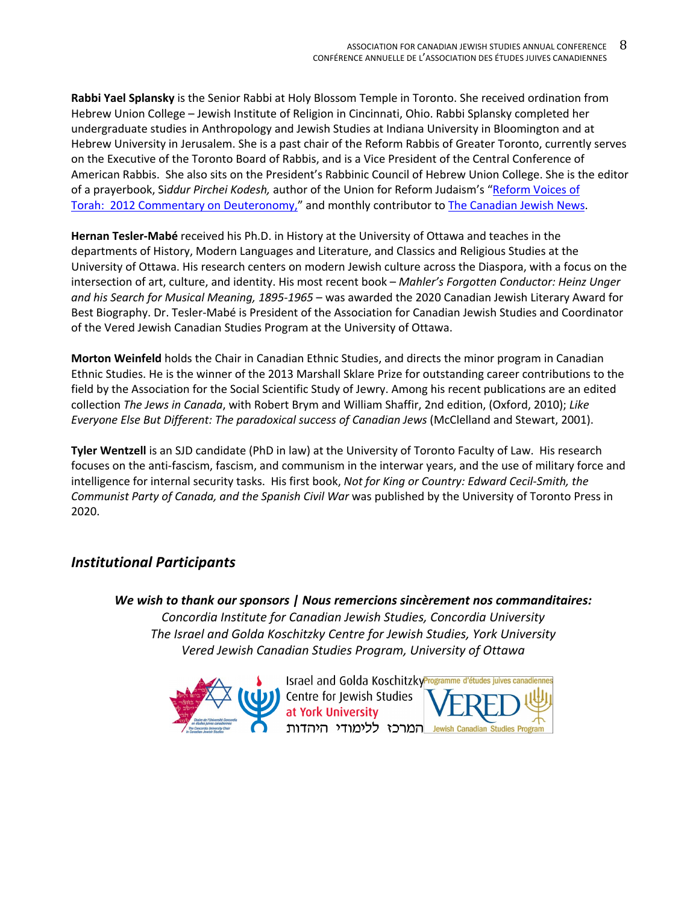**Rabbi Yael Splansky** is the Senior Rabbi at Holy Blossom Temple in Toronto. She received ordination from Hebrew Union College – Jewish Institute of Religion in Cincinnati, Ohio. Rabbi Splansky completed her undergraduate studies in Anthropology and Jewish Studies at Indiana University in Bloomington and at Hebrew University in Jerusalem. She is a past chair of the Reform Rabbis of Greater Toronto, currently serves on the Executive of the Toronto Board of Rabbis, and is a Vice President of the Central Conference of American Rabbis. She also sits on the President's Rabbinic Council of Hebrew Union College. She is the editor of a prayerbook, S*iddur Pirchei Kodesh,* author of the Union for Reform Judaism's "Reform Voices of Torah: 2012 Commentary on Deuteronomy," and monthly contributor to The Canadian Jewish News.

**Hernan Tesler-Mabé** received his Ph.D. in History at the University of Ottawa and teaches in the departments of History, Modern Languages and Literature, and Classics and Religious Studies at the University of Ottawa. His research centers on modern Jewish culture across the Diaspora, with a focus on the intersection of art, culture, and identity. His most recent book – *Mahler's Forgotten Conductor: Heinz Unger and his Search for Musical Meaning, 1895-1965* – was awarded the 2020 Canadian Jewish Literary Award for Best Biography. Dr. Tesler-Mabé is President of the Association for Canadian Jewish Studies and Coordinator of the Vered Jewish Canadian Studies Program at the University of Ottawa.

**Morton Weinfeld** holds the Chair in Canadian Ethnic Studies, and directs the minor program in Canadian Ethnic Studies. He is the winner of the 2013 Marshall Sklare Prize for outstanding career contributions to the field by the Association for the Social Scientific Study of Jewry. Among his recent publications are an edited collection *The Jews in Canada*, with Robert Brym and William Shaffir, 2nd edition, (Oxford, 2010); *Like Everyone Else But Different: The paradoxical success of Canadian Jews* (McClelland and Stewart, 2001).

**Tyler Wentzell** is an SJD candidate (PhD in law) at the University of Toronto Faculty of Law. His research focuses on the anti-fascism, fascism, and communism in the interwar years, and the use of military force and intelligence for internal security tasks. His first book, *Not for King or Country: Edward Cecil-Smith, the Communist Party of Canada, and the Spanish Civil War* was published by the University of Toronto Press in 2020.

## *Institutional Participants*

***We wish to thank our sponsors | Nous remercions sincèrement nos commanditaires:***

*Concordia Institute for Canadian Jewish Studies, Concordia University*

*The Israel and Golda Koschitzky Centre for Jewish Studies, York University*

*Vered Jewish Canadian Studies Program, University of Ottawa*

Chaire de l'Université Concordia en études juives canadiennes
The Concordia University Chair in Canadian Jewish Studies

Israel and Golda Koschitzky Centre for Jewish Studies at York University
המרכז ללימודי היהדות

Programme d'études juives canadiennes
VERED
Jewish Canadian Studies Program